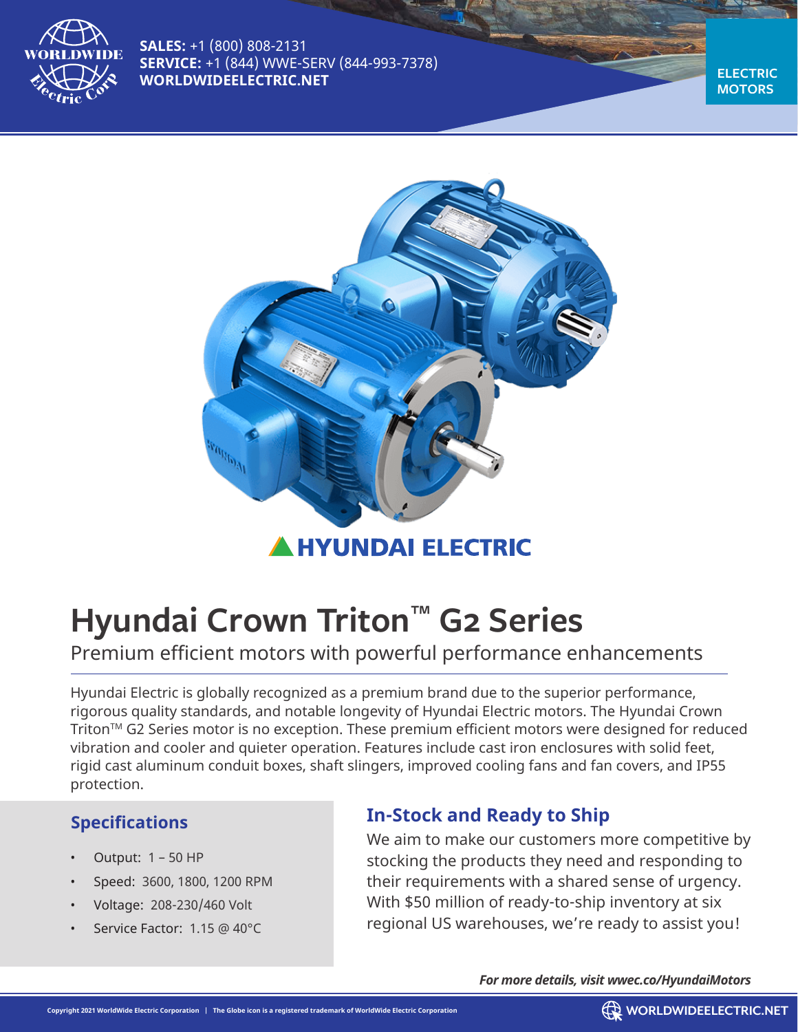**SALES:** +1 (800) 808-2131
**SERVICE:** +1 (844) WWE-SERV (844-993-7378)
**WORLDWIDEELECTRIC.NET**

**ELECTRIC MOTORS**

**HYUNDAI ELECTRIC**

# Hyundai Crown Triton™ G2 Series

Premium efficient motors with powerful performance enhancements

Hyundai Electric is globally recognized as a premium brand due to the superior performance, rigorous quality standards, and notable longevity of Hyundai Electric motors. The Hyundai Crown Triton™ G2 Series motor is no exception. These premium efficient motors were designed for reduced vibration and cooler and quieter operation. Features include cast iron enclosures with solid feet, rigid cast aluminum conduit boxes, shaft slingers, improved cooling fans and fan covers, and IP55 protection.

## Specifications

- Output: 1 – 50 HP
- Speed: 3600, 1800, 1200 RPM
- Voltage: 208-230/460 Volt
- Service Factor: 1.15 @ 40°C

## In-Stock and Ready to Ship

We aim to make our customers more competitive by stocking the products they need and responding to their requirements with a shared sense of urgency. With $50 million of ready-to-ship inventory at six regional US warehouses, we're ready to assist you!

***For more details, visit wwec.co/HyundaiMotors***

Copyright 2021 WorldWide Electric Corporation | The Globe icon is a registered trademark of WorldWide Electric Corporation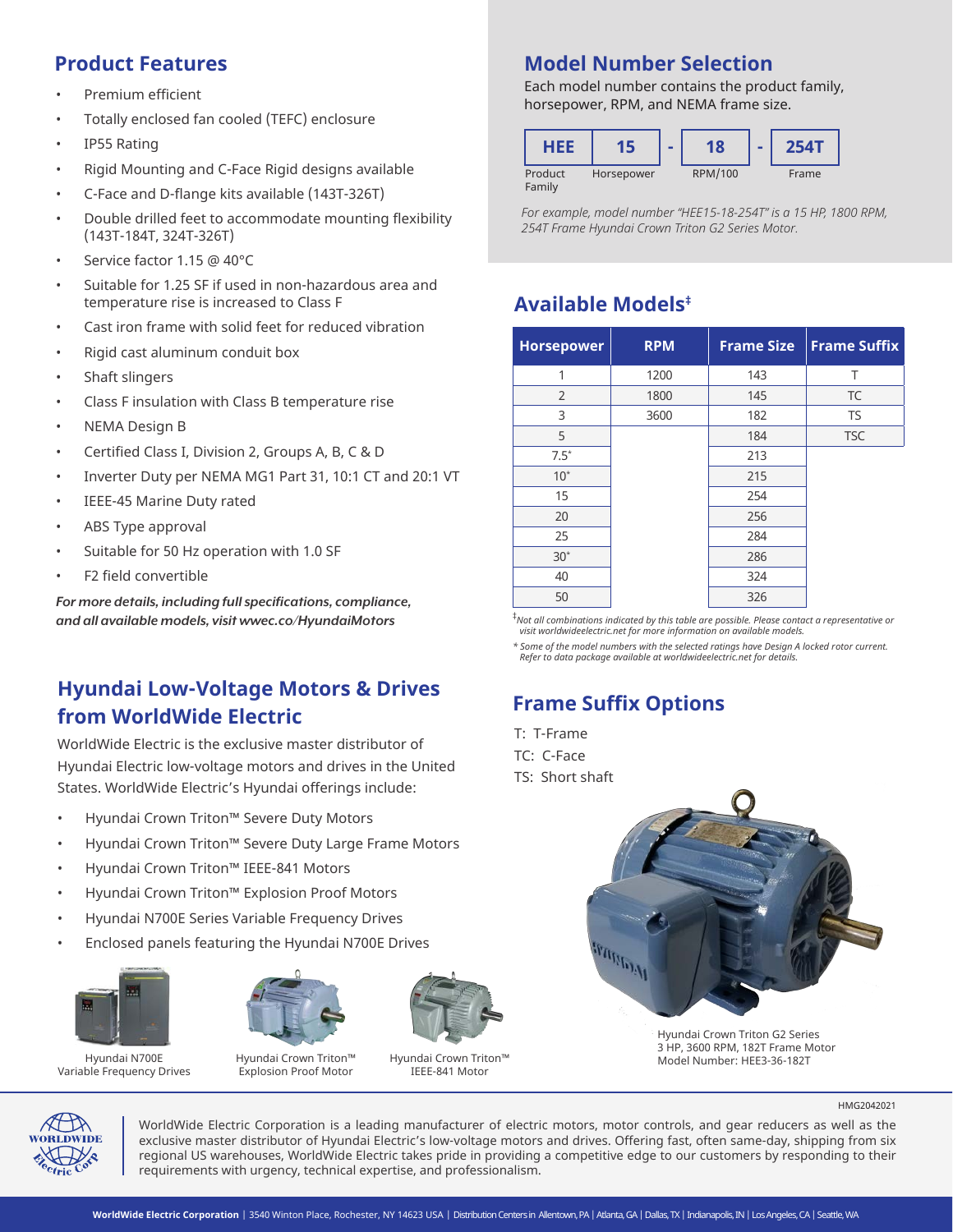## Product Features

- Premium efficient
- Totally enclosed fan cooled (TEFC) enclosure
- IP55 Rating
- Rigid Mounting and C-Face Rigid designs available
- C-Face and D-flange kits available (143T-326T)
- Double drilled feet to accommodate mounting flexibility (143T-184T, 324T-326T)
- Service factor 1.15 @ 40°C
- Suitable for 1.25 SF if used in non-hazardous area and temperature rise is increased to Class F
- Cast iron frame with solid feet for reduced vibration
- Rigid cast aluminum conduit box
- Shaft slingers
- Class F insulation with Class B temperature rise
- NEMA Design B
- Certified Class I, Division 2, Groups A, B, C & D
- Inverter Duty per NEMA MG1 Part 31, 10:1 CT and 20:1 VT
- IEEE-45 Marine Duty rated
- ABS Type approval
- Suitable for 50 Hz operation with 1.0 SF
- F2 field convertible

***For more details, including full specifications, compliance, and all available models, visit wwec.co/HyundaiMotors***

## Model Number Selection

Each model number contains the product family, horsepower, RPM, and NEMA frame size.

| HEE | 15 | - | 18 | - | 254T |
|---|---|---|---|---|---|
| Product Family | Horsepower | | RPM/100 | | Frame |

*For example, model number "HEE15-18-254T" is a 15 HP, 1800 RPM, 254T Frame Hyundai Crown Triton G2 Series Motor.*

## Available Models‡

| Horsepower | RPM | Frame Size | Frame Suffix |
|---|---|---|---|
| 1 | 1200 | 143 | T |
| 2 | 1800 | 145 | TC |
| 3 | 3600 | 182 | TS |
| 5 | | 184 | TSC |
| 7.5* | | 213 | |
| 10* | | 215 | |
| 15 | | 254 | |
| 20 | | 256 | |
| 25 | | 284 | |
| 30* | | 286 | |
| 40 | | 324 | |
| 50 | | 326 | |

*‡Not all combinations indicated by this table are possible. Please contact a representative or visit worldwideelectric.net for more information on available models.*

*\* Some of the model numbers with the selected ratings have Design A locked rotor current. Refer to data package available at worldwideelectric.net for details.*

## Frame Suffix Options

T: T-Frame
TC: C-Face
TS: Short shaft

Hyundai Crown Triton G2 Series
3 HP, 3600 RPM, 182T Frame Motor
Model Number: HEE3-36-182T

## Hyundai Low-Voltage Motors & Drives from WorldWide Electric

WorldWide Electric is the exclusive master distributor of Hyundai Electric low-voltage motors and drives in the United States. WorldWide Electric's Hyundai offerings include:

- Hyundai Crown Triton™ Severe Duty Motors
- Hyundai Crown Triton™ Severe Duty Large Frame Motors
- Hyundai Crown Triton™ IEEE-841 Motors
- Hyundai Crown Triton™ Explosion Proof Motors
- Hyundai N700E Series Variable Frequency Drives
- Enclosed panels featuring the Hyundai N700E Drives

Hyundai N700E Variable Frequency Drives

Hyundai Crown Triton™ Explosion Proof Motor

Hyundai Crown Triton™ IEEE-841 Motor

HMG2042021

WorldWide Electric Corporation is a leading manufacturer of electric motors, motor controls, and gear reducers as well as the exclusive master distributor of Hyundai Electric's low-voltage motors and drives. Offering fast, often same-day, shipping from six regional US warehouses, WorldWide Electric takes pride in providing a competitive edge to our customers by responding to their requirements with urgency, technical expertise, and professionalism.

**WorldWide Electric Corporation** | 3540 Winton Place, Rochester, NY 14623 USA | Distribution Centers in Allentown, PA | Atlanta, GA | Dallas, TX | Indianapolis, IN | Los Angeles, CA | Seattle, WA